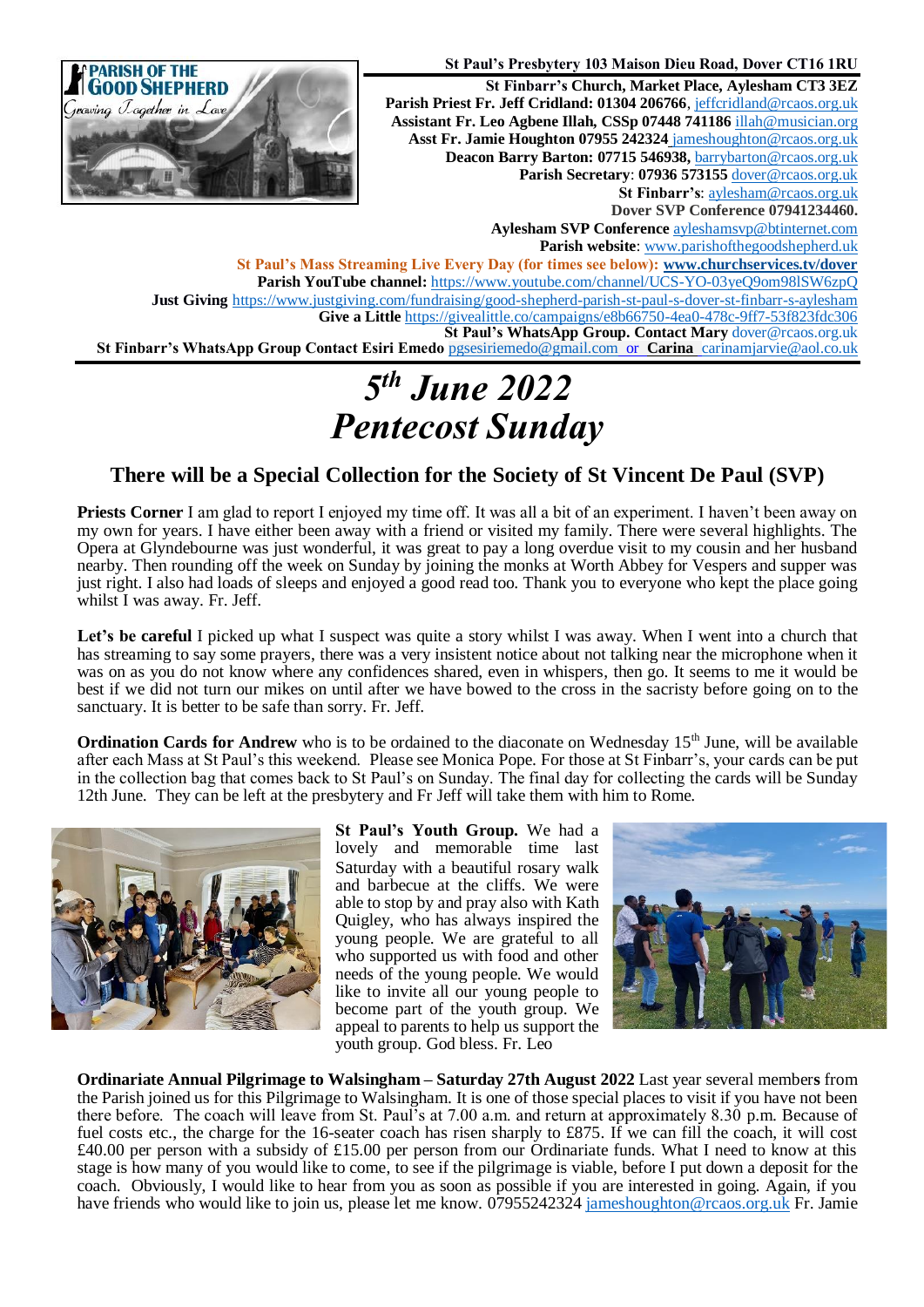**St Paul's Presbytery 103 Maison Dieu Road, Dover CT16 1RU**
**St Finbarr's Church, Market Place, Aylesham CT3 3EZ**
**Parish Priest Fr. Jeff Cridland: 01304 206766**, jeffcridland@rcaos.org.uk
**Assistant Fr. Leo Agbene Illah, CSSp 07448 741186** illah@musician.org
**Asst Fr. Jamie Houghton 07955 242324** jameshoughton@rcaos.org.uk
**Deacon Barry Barton: 07715 546938,** barrybarton@rcaos.org.uk
**Parish Secretary**: **07936 573155** dover@rcaos.org.uk
**St Finbarr's**: aylesham@rcaos.org.uk
**Dover SVP Conference 07941234460.**
**Aylesham SVP Conference** ayleshamsvp@btinternet.com
**Parish website**: www.parishofthegoodshepherd.uk
**St Paul's Mass Streaming Live Every Day (for times see below): www.churchservices.tv/dover**
**Parish YouTube channel:** https://www.youtube.com/channel/UCS-YO-03yeQ9om98lSW6zpQ
**Just Giving** https://www.justgiving.com/fundraising/good-shepherd-parish-st-paul-s-dover-st-finbarr-s-aylesham
**Give a Little** https://givealittle.co/campaigns/e8b66750-4ea0-478c-9ff7-53f823fdc306
**St Paul's WhatsApp Group. Contact Mary** dover@rcaos.org.uk
**St Finbarr's WhatsApp Group Contact Esiri Emedo** pgsesiriemedo@gmail.com or **Carina** carinamjarvie@aol.co.uk

# *5th June 2022*
# *Pentecost Sunday*

## There will be a Special Collection for the Society of St Vincent De Paul (SVP)

**Priests Corner** I am glad to report I enjoyed my time off. It was all a bit of an experiment. I haven't been away on my own for years. I have either been away with a friend or visited my family. There were several highlights. The Opera at Glyndebourne was just wonderful, it was great to pay a long overdue visit to my cousin and her husband nearby. Then rounding off the week on Sunday by joining the monks at Worth Abbey for Vespers and supper was just right. I also had loads of sleeps and enjoyed a good read too. Thank you to everyone who kept the place going whilst I was away. Fr. Jeff.

**Let's be careful** I picked up what I suspect was quite a story whilst I was away. When I went into a church that has streaming to say some prayers, there was a very insistent notice about not talking near the microphone when it was on as you do not know where any confidences shared, even in whispers, then go. It seems to me it would be best if we did not turn our mikes on until after we have bowed to the cross in the sacristy before going on to the sanctuary. It is better to be safe than sorry. Fr. Jeff.

**Ordination Cards for Andrew** who is to be ordained to the diaconate on Wednesday 15th June, will be available after each Mass at St Paul's this weekend. Please see Monica Pope. For those at St Finbarr's, your cards can be put in the collection bag that comes back to St Paul's on Sunday. The final day for collecting the cards will be Sunday 12th June. They can be left at the presbytery and Fr Jeff will take them with him to Rome.

**St Paul's Youth Group.** We had a lovely and memorable time last Saturday with a beautiful rosary walk and barbecue at the cliffs. We were able to stop by and pray also with Kath Quigley, who has always inspired the young people. We are grateful to all who supported us with food and other needs of the young people. We would like to invite all our young people to become part of the youth group. We appeal to parents to help us support the youth group. God bless. Fr. Leo

**Ordinariate Annual Pilgrimage to Walsingham – Saturday 27th August 2022** Last year several members from the Parish joined us for this Pilgrimage to Walsingham. It is one of those special places to visit if you have not been there before. The coach will leave from St. Paul's at 7.00 a.m. and return at approximately 8.30 p.m. Because of fuel costs etc., the charge for the 16-seater coach has risen sharply to £875. If we can fill the coach, it will cost £40.00 per person with a subsidy of £15.00 per person from our Ordinariate funds. What I need to know at this stage is how many of you would like to come, to see if the pilgrimage is viable, before I put down a deposit for the coach. Obviously, I would like to hear from you as soon as possible if you are interested in going. Again, if you have friends who would like to join us, please let me know. 07955242324 jameshoughton@rcaos.org.uk Fr. Jamie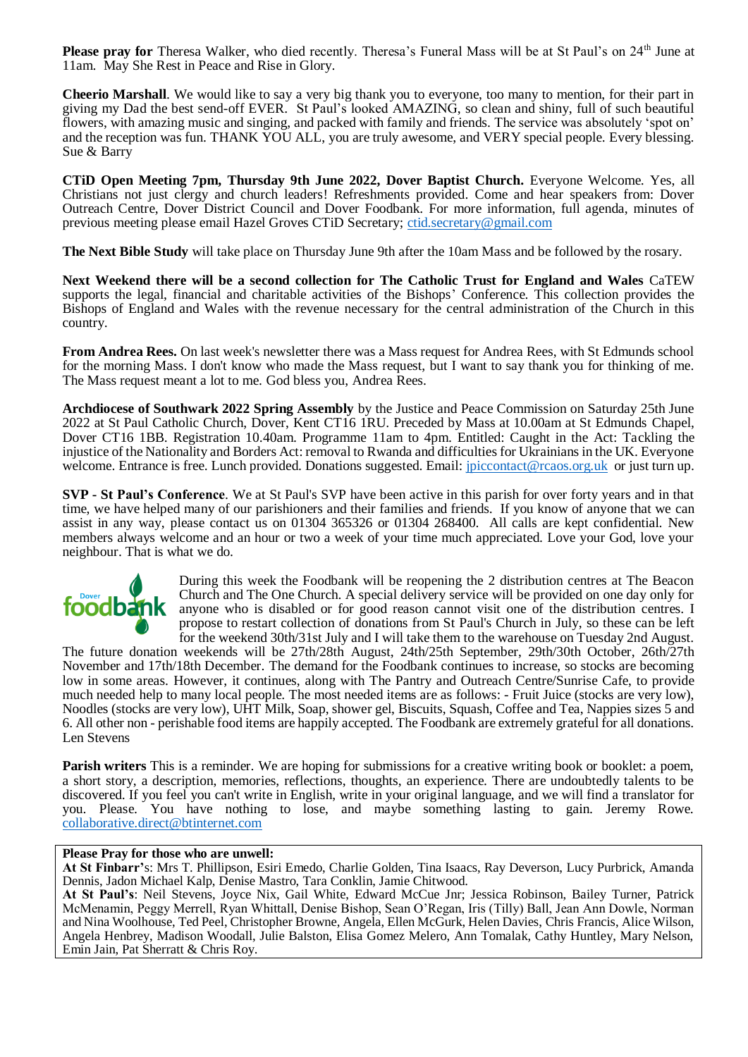**Please pray for** Theresa Walker, who died recently. Theresa's Funeral Mass will be at St Paul's on 24th June at 11am. May She Rest in Peace and Rise in Glory.

**Cheerio Marshall**. We would like to say a very big thank you to everyone, too many to mention, for their part in giving my Dad the best send-off EVER. St Paul's looked AMAZING, so clean and shiny, full of such beautiful flowers, with amazing music and singing, and packed with family and friends. The service was absolutely 'spot on' and the reception was fun. THANK YOU ALL, you are truly awesome, and VERY special people. Every blessing. Sue & Barry

**CTiD Open Meeting 7pm, Thursday 9th June 2022, Dover Baptist Church.** Everyone Welcome. Yes, all Christians not just clergy and church leaders! Refreshments provided. Come and hear speakers from: Dover Outreach Centre, Dover District Council and Dover Foodbank. For more information, full agenda, minutes of previous meeting please email Hazel Groves CTiD Secretary; ctid.secretary@gmail.com

**The Next Bible Study** will take place on Thursday June 9th after the 10am Mass and be followed by the rosary.

**Next Weekend there will be a second collection for The Catholic Trust for England and Wales** CaTEW supports the legal, financial and charitable activities of the Bishops' Conference. This collection provides the Bishops of England and Wales with the revenue necessary for the central administration of the Church in this country.

**From Andrea Rees.** On last week's newsletter there was a Mass request for Andrea Rees, with St Edmunds school for the morning Mass. I don't know who made the Mass request, but I want to say thank you for thinking of me. The Mass request meant a lot to me. God bless you, Andrea Rees.

**Archdiocese of Southwark 2022 Spring Assembly** by the Justice and Peace Commission on Saturday 25th June 2022 at St Paul Catholic Church, Dover, Kent CT16 1RU. Preceded by Mass at 10.00am at St Edmunds Chapel, Dover CT16 1BB. Registration 10.40am. Programme 11am to 4pm. Entitled: Caught in the Act: Tackling the injustice of the Nationality and Borders Act: removal to Rwanda and difficulties for Ukrainians in the UK. Everyone welcome. Entrance is free. Lunch provided. Donations suggested. Email: jpiccontact@rcaos.org.uk or just turn up.

**SVP - St Paul's Conference**. We at St Paul's SVP have been active in this parish for over forty years and in that time, we have helped many of our parishioners and their families and friends. If you know of anyone that we can assist in any way, please contact us on 01304 365326 or 01304 268400. All calls are kept confidential. New members always welcome and an hour or two a week of your time much appreciated. Love your God, love your neighbour. That is what we do.

During this week the Foodbank will be reopening the 2 distribution centres at The Beacon Church and The One Church. A special delivery service will be provided on one day only for anyone who is disabled or for good reason cannot visit one of the distribution centres. I propose to restart collection of donations from St Paul's Church in July, so these can be left for the weekend 30th/31st July and I will take them to the warehouse on Tuesday 2nd August. The future donation weekends will be 27th/28th August, 24th/25th September, 29th/30th October, 26th/27th November and 17th/18th December. The demand for the Foodbank continues to increase, so stocks are becoming low in some areas. However, it continues, along with The Pantry and Outreach Centre/Sunrise Cafe, to provide much needed help to many local people. The most needed items are as follows: - Fruit Juice (stocks are very low), Noodles (stocks are very low), UHT Milk, Soap, shower gel, Biscuits, Squash, Coffee and Tea, Nappies sizes 5 and 6. All other non - perishable food items are happily accepted. The Foodbank are extremely grateful for all donations. Len Stevens

**Parish writers** This is a reminder. We are hoping for submissions for a creative writing book or booklet: a poem, a short story, a description, memories, reflections, thoughts, an experience. There are undoubtedly talents to be discovered. If you feel you can't write in English, write in your original language, and we will find a translator for you. Please. You have nothing to lose, and maybe something lasting to gain. Jeremy Rowe. collaborative.direct@btinternet.com

**Please Pray for those who are unwell:**
**At St Finbarr's**: Mrs T. Phillipson, Esiri Emedo, Charlie Golden, Tina Isaacs, Ray Deverson, Lucy Purbrick, Amanda Dennis, Jadon Michael Kalp, Denise Mastro, Tara Conklin, Jamie Chitwood.
**At St Paul's**: Neil Stevens, Joyce Nix, Gail White, Edward McCue Jnr; Jessica Robinson, Bailey Turner, Patrick McMenamin, Peggy Merrell, Ryan Whittall, Denise Bishop, Sean O'Regan, Iris (Tilly) Ball, Jean Ann Dowle, Norman and Nina Woolhouse, Ted Peel, Christopher Browne, Angela, Ellen McGurk, Helen Davies, Chris Francis, Alice Wilson, Angela Henbrey, Madison Woodall, Julie Balston, Elisa Gomez Melero, Ann Tomalak, Cathy Huntley, Mary Nelson, Emin Jain, Pat Sherratt & Chris Roy.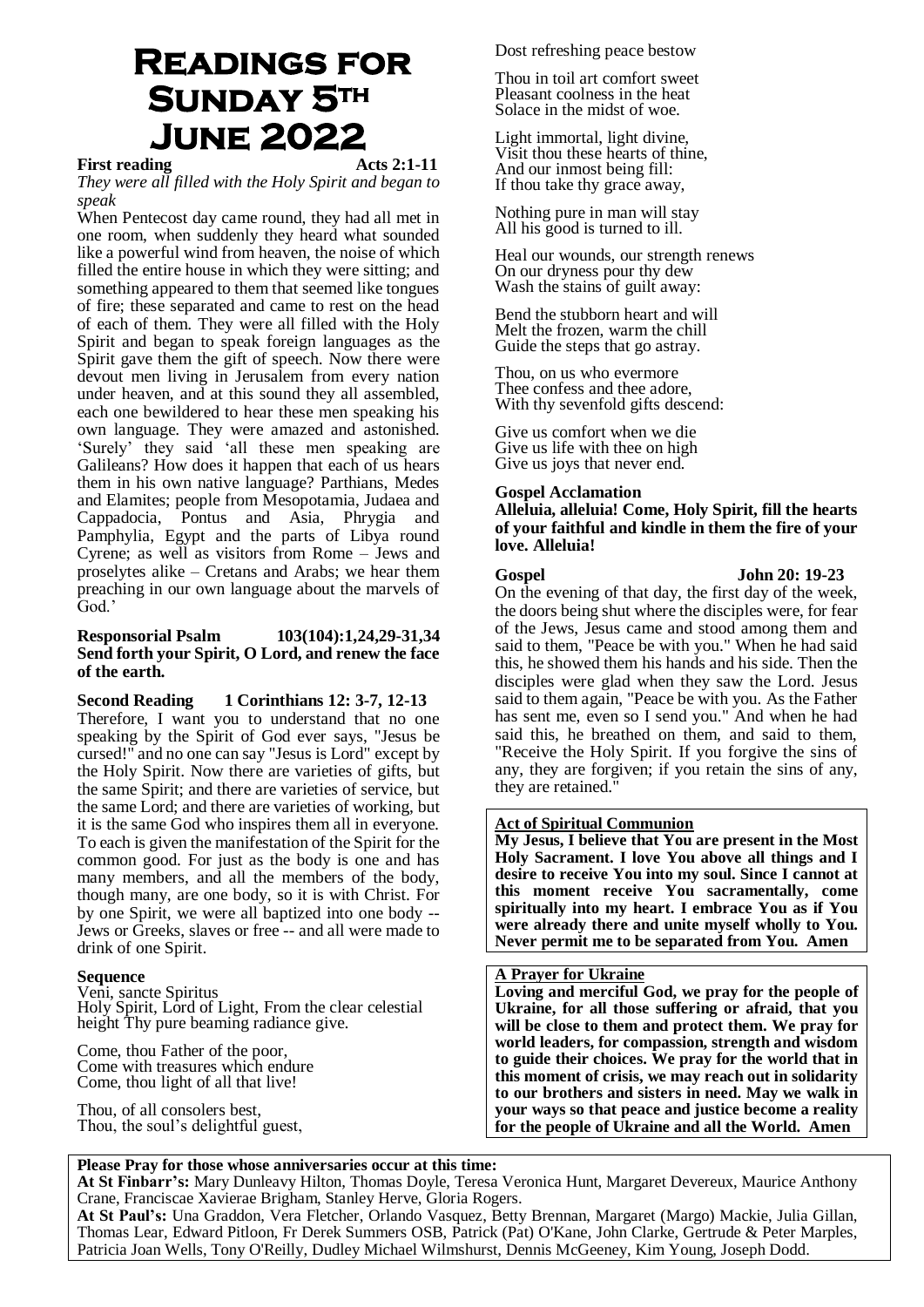# Readings for Sunday 5th June 2022

**First reading** **Acts 2:1-11**

*They were all filled with the Holy Spirit and began to speak*

When Pentecost day came round, they had all met in one room, when suddenly they heard what sounded like a powerful wind from heaven, the noise of which filled the entire house in which they were sitting; and something appeared to them that seemed like tongues of fire; these separated and came to rest on the head of each of them. They were all filled with the Holy Spirit and began to speak foreign languages as the Spirit gave them the gift of speech. Now there were devout men living in Jerusalem from every nation under heaven, and at this sound they all assembled, each one bewildered to hear these men speaking his own language. They were amazed and astonished. 'Surely' they said 'all these men speaking are Galileans? How does it happen that each of us hears them in his own native language? Parthians, Medes and Elamites; people from Mesopotamia, Judaea and Cappadocia, Pontus and Asia, Phrygia and Pamphylia, Egypt and the parts of Libya round Cyrene; as well as visitors from Rome – Jews and proselytes alike – Cretans and Arabs; we hear them preaching in our own language about the marvels of God.'

**Responsorial Psalm** **103(104):1,24,29-31,34**

**Send forth your Spirit, O Lord, and renew the face of the earth.**

**Second Reading** **1 Corinthians 12: 3-7, 12-13**

Therefore, I want you to understand that no one speaking by the Spirit of God ever says, "Jesus be cursed!" and no one can say "Jesus is Lord" except by the Holy Spirit. Now there are varieties of gifts, but the same Spirit; and there are varieties of service, but the same Lord; and there are varieties of working, but it is the same God who inspires them all in everyone. To each is given the manifestation of the Spirit for the common good. For just as the body is one and has many members, and all the members of the body, though many, are one body, so it is with Christ. For by one Spirit, we were all baptized into one body -- Jews or Greeks, slaves or free -- and all were made to drink of one Spirit.

**Sequence**

Veni, sancte Spiritus
Holy Spirit, Lord of Light, From the clear celestial height Thy pure beaming radiance give.

Come, thou Father of the poor,
Come with treasures which endure
Come, thou light of all that live!

Thou, of all consolers best,
Thou, the soul's delightful guest,
Dost refreshing peace bestow

Thou in toil art comfort sweet
Pleasant coolness in the heat
Solace in the midst of woe.

Light immortal, light divine,
Visit thou these hearts of thine,
And our inmost being fill:
If thou take thy grace away,

Nothing pure in man will stay
All his good is turned to ill.

Heal our wounds, our strength renews
On our dryness pour thy dew
Wash the stains of guilt away:

Bend the stubborn heart and will
Melt the frozen, warm the chill
Guide the steps that go astray.

Thou, on us who evermore
Thee confess and thee adore,
With thy sevenfold gifts descend:

Give us comfort when we die
Give us life with thee on high
Give us joys that never end.

**Gospel Acclamation**

**Alleluia, alleluia! Come, Holy Spirit, fill the hearts of your faithful and kindle in them the fire of your love. Alleluia!**

**Gospel** **John 20: 19-23**

On the evening of that day, the first day of the week, the doors being shut where the disciples were, for fear of the Jews, Jesus came and stood among them and said to them, "Peace be with you." When he had said this, he showed them his hands and his side. Then the disciples were glad when they saw the Lord. Jesus said to them again, "Peace be with you. As the Father has sent me, even so I send you." And when he had said this, he breathed on them, and said to them, "Receive the Holy Spirit. If you forgive the sins of any, they are forgiven; if you retain the sins of any, they are retained."

**Act of Spiritual Communion**

**My Jesus, I believe that You are present in the Most Holy Sacrament. I love You above all things and I desire to receive You into my soul. Since I cannot at this moment receive You sacramentally, come spiritually into my heart. I embrace You as if You were already there and unite myself wholly to You. Never permit me to be separated from You. Amen**

**A Prayer for Ukraine**

**Loving and merciful God, we pray for the people of Ukraine, for all those suffering or afraid, that you will be close to them and protect them. We pray for world leaders, for compassion, strength and wisdom to guide their choices. We pray for the world that in this moment of crisis, we may reach out in solidarity to our brothers and sisters in need. May we walk in your ways so that peace and justice become a reality for the people of Ukraine and all the World. Amen**

**Please Pray for those whose anniversaries occur at this time:**

**At St Finbarr's:** Mary Dunleavy Hilton, Thomas Doyle, Teresa Veronica Hunt, Margaret Devereux, Maurice Anthony Crane, Franciscae Xavierae Brigham, Stanley Herve, Gloria Rogers.

**At St Paul's:** Una Graddon, Vera Fletcher, Orlando Vasquez, Betty Brennan, Margaret (Margo) Mackie, Julia Gillan, Thomas Lear, Edward Pitloon, Fr Derek Summers OSB, Patrick (Pat) O'Kane, John Clarke, Gertrude & Peter Marples, Patricia Joan Wells, Tony O'Reilly, Dudley Michael Wilmshurst, Dennis McGeeney, Kim Young, Joseph Dodd.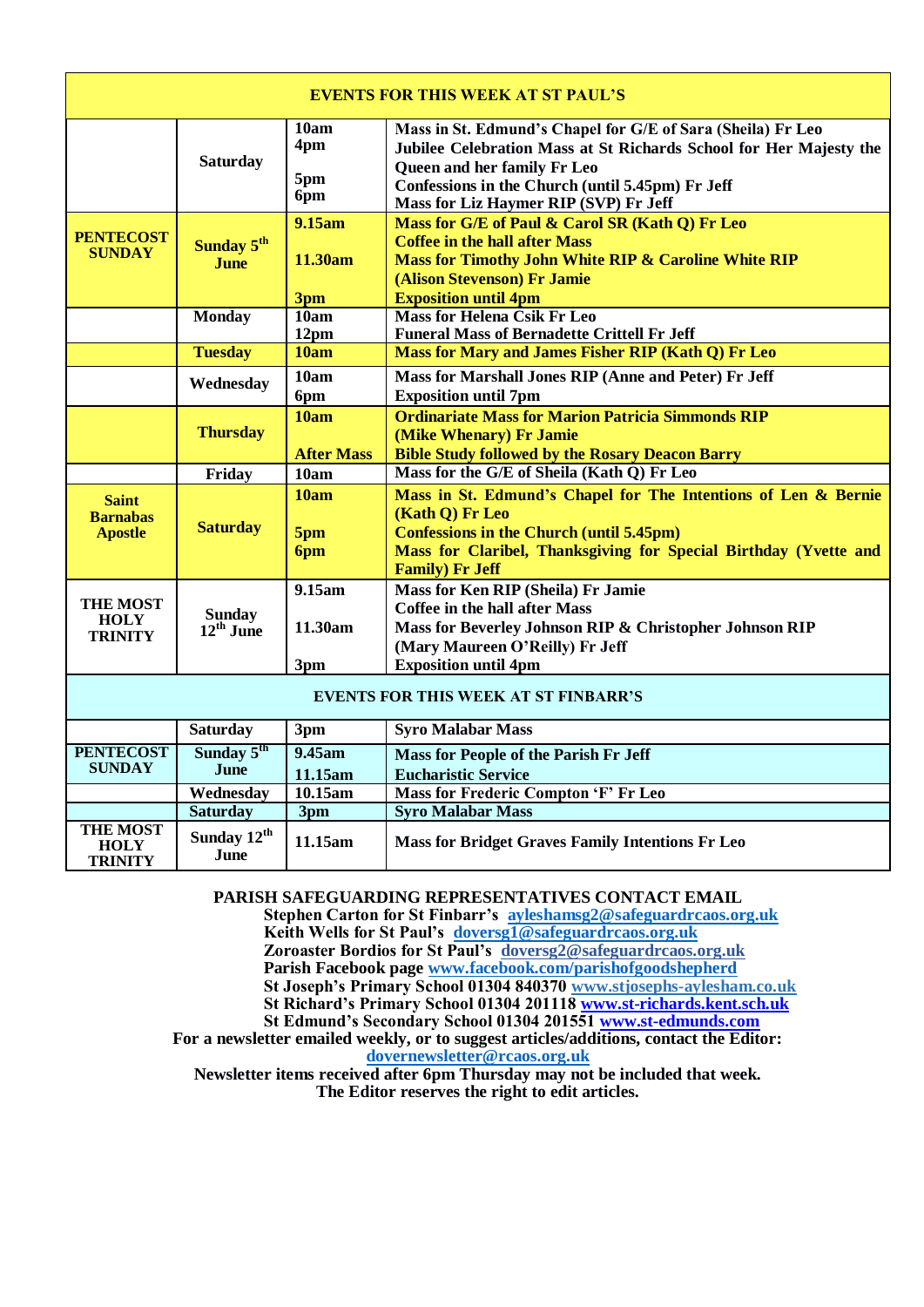| | | | |
|---|---|---|---|
| **EVENTS FOR THIS WEEK AT ST PAUL'S** | | | |
| | **Saturday** | **10am**<br>**4pm**<br><br>**5pm**<br>**6pm** | **Mass in St. Edmund's Chapel for G/E of Sara (Sheila) Fr Leo**<br>**Jubilee Celebration Mass at St Richards School for Her Majesty the Queen and her family Fr Leo**<br>**Confessions in the Church (until 5.45pm) Fr Jeff**<br>**Mass for Liz Haymer RIP (SVP) Fr Jeff** |
| **PENTECOST SUNDAY** | **Sunday 5th June** | **9.15am**<br><br>**11.30am**<br><br>**3pm** | **Mass for G/E of Paul & Carol SR (Kath Q) Fr Leo**<br>**Coffee in the hall after Mass**<br>**Mass for Timothy John White RIP & Caroline White RIP (Alison Stevenson) Fr Jamie**<br>**Exposition until 4pm** |
| | **Monday** | **10am**<br>**12pm** | **Mass for Helena Csik Fr Leo**<br>**Funeral Mass of Bernadette Crittell Fr Jeff** |
| | **Tuesday** | **10am** | **Mass for Mary and James Fisher RIP (Kath Q) Fr Leo** |
| | **Wednesday** | **10am**<br>**6pm** | **Mass for Marshall Jones RIP (Anne and Peter) Fr Jeff**<br>**Exposition until 7pm** |
| | **Thursday** | **10am**<br><br>**After Mass** | **Ordinariate Mass for Marion Patricia Simmonds RIP (Mike Whenary) Fr Jamie**<br>**Bible Study followed by the Rosary Deacon Barry** |
| | **Friday** | **10am** | **Mass for the G/E of Sheila (Kath Q) Fr Leo** |
| **Saint Barnabas Apostle** | **Saturday** | **10am**<br><br>**5pm**<br>**6pm** | **Mass in St. Edmund's Chapel for The Intentions of Len & Bernie (Kath Q) Fr Leo**<br>**Confessions in the Church (until 5.45pm)**<br>**Mass for Claribel, Thanksgiving for Special Birthday (Yvette and Family) Fr Jeff** |
| **THE MOST HOLY TRINITY** | **Sunday 12th June** | **9.15am**<br><br>**11.30am**<br><br>**3pm** | **Mass for Ken RIP (Sheila) Fr Jamie**<br>**Coffee in the hall after Mass**<br>**Mass for Beverley Johnson RIP & Christopher Johnson RIP (Mary Maureen O'Reilly) Fr Jeff**<br>**Exposition until 4pm** |
| **EVENTS FOR THIS WEEK AT ST FINBARR'S** | | | |
| | **Saturday** | **3pm** | **Syro Malabar Mass** |
| **PENTECOST SUNDAY** | **Sunday 5th June** | **9.45am**<br>**11.15am** | **Mass for People of the Parish Fr Jeff**<br>**Eucharistic Service** |
| | **Wednesday** | **10.15am** | **Mass for Frederic Compton 'F' Fr Leo** |
| | **Saturday** | **3pm** | **Syro Malabar Mass** |
| **THE MOST HOLY TRINITY** | **Sunday 12th June** | **11.15am** | **Mass for Bridget Graves Family Intentions Fr Leo** |

**PARISH SAFEGUARDING REPRESENTATIVES CONTACT EMAIL**

**Stephen Carton for St Finbarr's ayleshamsg2@safeguardrcaos.org.uk**
**Keith Wells for St Paul's doversg1@safeguardrcaos.org.uk**
**Zoroaster Bordios for St Paul's doversg2@safeguardrcaos.org.uk**
**Parish Facebook page www.facebook.com/parishofgoodshepherd**
**St Joseph's Primary School 01304 840370 www.stjosephs-aylesham.co.uk**
**St Richard's Primary School 01304 201118 www.st-richards.kent.sch.uk**
**St Edmund's Secondary School 01304 201551 www.st-edmunds.com**

**For a newsletter emailed weekly, or to suggest articles/additions, contact the Editor: dovernewsletter@rcaos.org.uk**

**Newsletter items received after 6pm Thursday may not be included that week.**
**The Editor reserves the right to edit articles.**